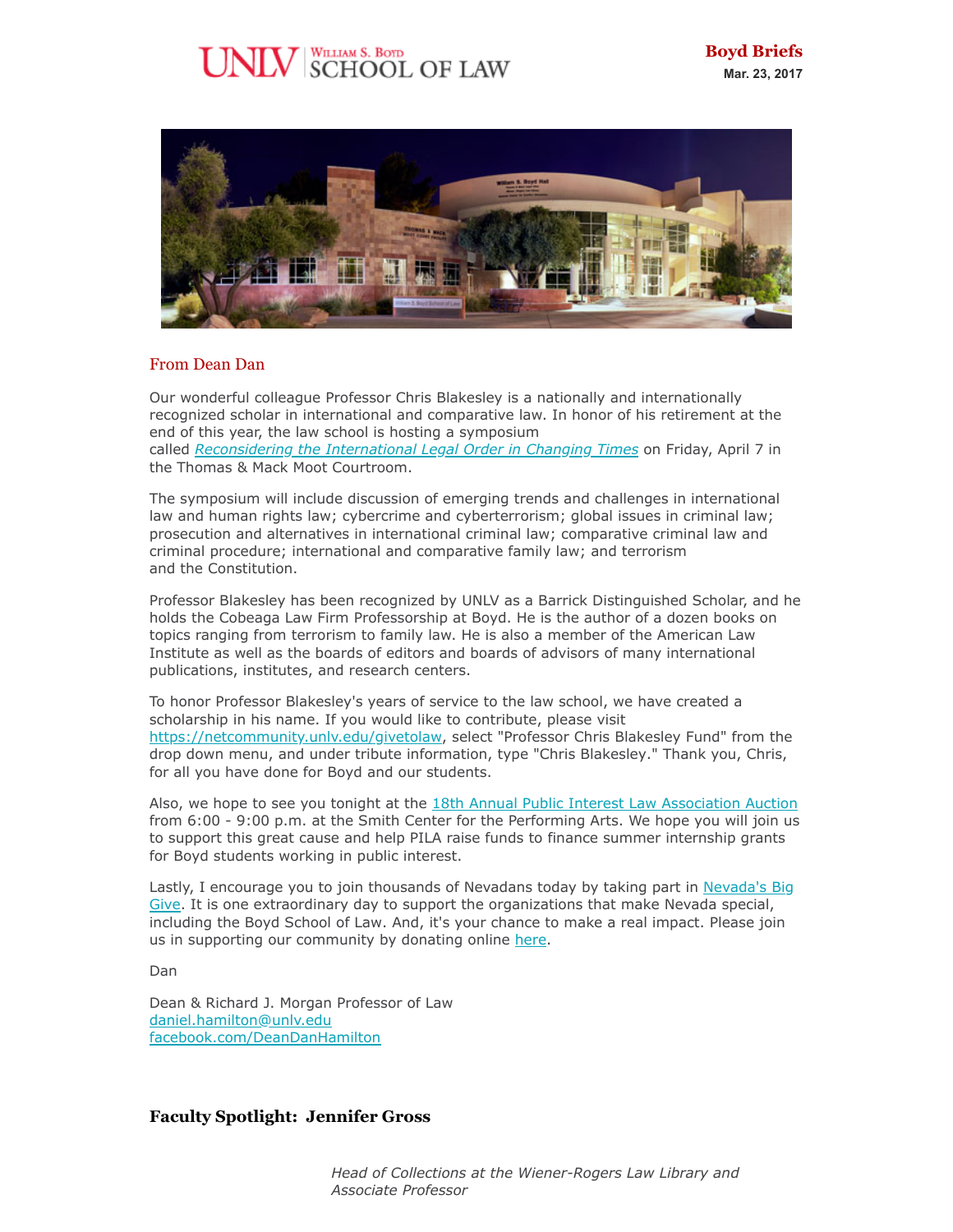UNLV William S. Boyd School of Law

**Boyd Briefs**
**Mar. 23, 2017**

## From Dean Dan

Our wonderful colleague Professor Chris Blakesley is a nationally and internationally recognized scholar in international and comparative law. In honor of his retirement at the end of this year, the law school is hosting a symposium called *Reconsidering the International Legal Order in Changing Times* on Friday, April 7 in the Thomas & Mack Moot Courtroom.

The symposium will include discussion of emerging trends and challenges in international law and human rights law; cybercrime and cyberterrorism; global issues in criminal law; prosecution and alternatives in international criminal law; comparative criminal law and criminal procedure; international and comparative family law; and terrorism and the Constitution.

Professor Blakesley has been recognized by UNLV as a Barrick Distinguished Scholar, and he holds the Cobeaga Law Firm Professorship at Boyd. He is the author of a dozen books on topics ranging from terrorism to family law. He is also a member of the American Law Institute as well as the boards of editors and boards of advisors of many international publications, institutes, and research centers.

To honor Professor Blakesley's years of service to the law school, we have created a scholarship in his name. If you would like to contribute, please visit https://netcommunity.unlv.edu/givetolaw, select "Professor Chris Blakesley Fund" from the drop down menu, and under tribute information, type "Chris Blakesley." Thank you, Chris, for all you have done for Boyd and our students.

Also, we hope to see you tonight at the 18th Annual Public Interest Law Association Auction from 6:00 - 9:00 p.m. at the Smith Center for the Performing Arts. We hope you will join us to support this great cause and help PILA raise funds to finance summer internship grants for Boyd students working in public interest.

Lastly, I encourage you to join thousands of Nevadans today by taking part in Nevada's Big Give. It is one extraordinary day to support the organizations that make Nevada special, including the Boyd School of Law. And, it's your chance to make a real impact. Please join us in supporting our community by donating online here.

Dan

Dean & Richard J. Morgan Professor of Law
daniel.hamilton@unlv.edu
facebook.com/DeanDanHamilton

## Faculty Spotlight: Jennifer Gross

*Head of Collections at the Wiener-Rogers Law Library and Associate Professor*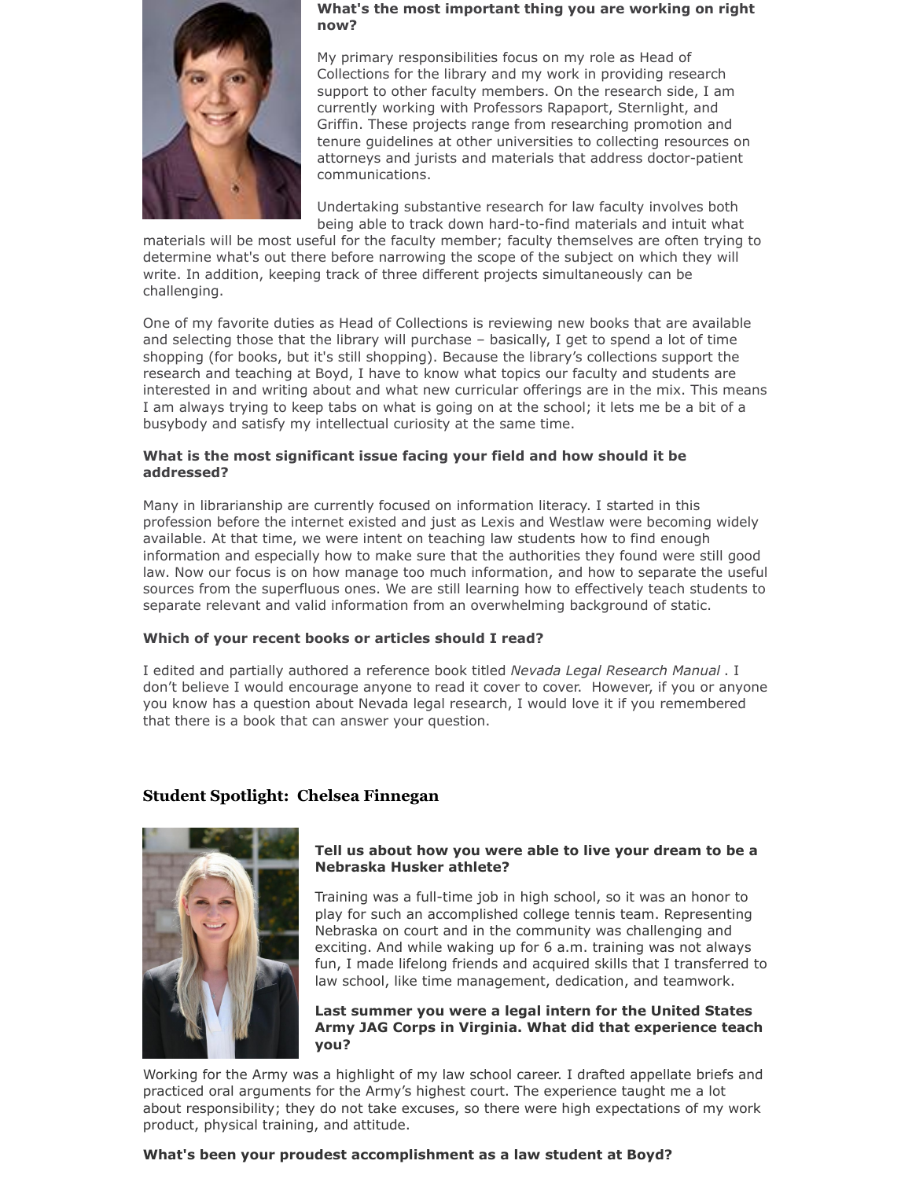**What's the most important thing you are working on right now?**

My primary responsibilities focus on my role as Head of Collections for the library and my work in providing research support to other faculty members. On the research side, I am currently working with Professors Rapaport, Sternlight, and Griffin. These projects range from researching promotion and tenure guidelines at other universities to collecting resources on attorneys and jurists and materials that address doctor-patient communications.

Undertaking substantive research for law faculty involves both being able to track down hard-to-find materials and intuit what materials will be most useful for the faculty member; faculty themselves are often trying to determine what's out there before narrowing the scope of the subject on which they will write. In addition, keeping track of three different projects simultaneously can be challenging.

One of my favorite duties as Head of Collections is reviewing new books that are available and selecting those that the library will purchase – basically, I get to spend a lot of time shopping (for books, but it's still shopping). Because the library's collections support the research and teaching at Boyd, I have to know what topics our faculty and students are interested in and writing about and what new curricular offerings are in the mix. This means I am always trying to keep tabs on what is going on at the school; it lets me be a bit of a busybody and satisfy my intellectual curiosity at the same time.

**What is the most significant issue facing your field and how should it be addressed?**

Many in librarianship are currently focused on information literacy. I started in this profession before the internet existed and just as Lexis and Westlaw were becoming widely available. At that time, we were intent on teaching law students how to find enough information and especially how to make sure that the authorities they found were still good law. Now our focus is on how manage too much information, and how to separate the useful sources from the superfluous ones. We are still learning how to effectively teach students to separate relevant and valid information from an overwhelming background of static.

**Which of your recent books or articles should I read?**

I edited and partially authored a reference book titled *Nevada Legal Research Manual* . I don't believe I would encourage anyone to read it cover to cover. However, if you or anyone you know has a question about Nevada legal research, I would love it if you remembered that there is a book that can answer your question.

## Student Spotlight: Chelsea Finnegan

**Tell us about how you were able to live your dream to be a Nebraska Husker athlete?**

Training was a full-time job in high school, so it was an honor to play for such an accomplished college tennis team. Representing Nebraska on court and in the community was challenging and exciting. And while waking up for 6 a.m. training was not always fun, I made lifelong friends and acquired skills that I transferred to law school, like time management, dedication, and teamwork.

**Last summer you were a legal intern for the United States Army JAG Corps in Virginia. What did that experience teach you?**

Working for the Army was a highlight of my law school career. I drafted appellate briefs and practiced oral arguments for the Army's highest court. The experience taught me a lot about responsibility; they do not take excuses, so there were high expectations of my work product, physical training, and attitude.

**What's been your proudest accomplishment as a law student at Boyd?**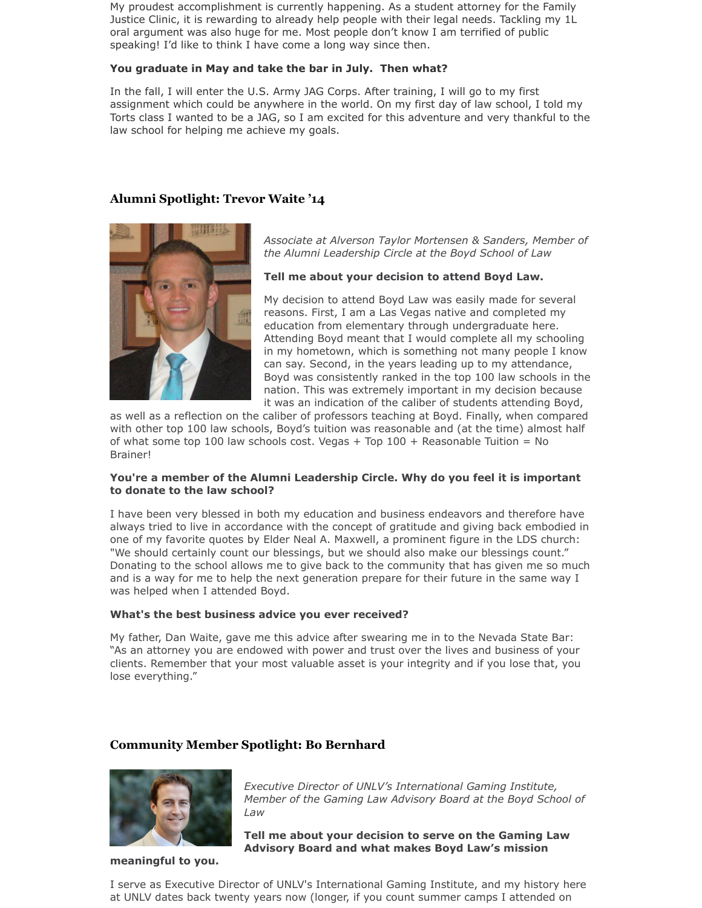My proudest accomplishment is currently happening. As a student attorney for the Family Justice Clinic, it is rewarding to already help people with their legal needs. Tackling my 1L oral argument was also huge for me. Most people don't know I am terrified of public speaking! I'd like to think I have come a long way since then.

**You graduate in May and take the bar in July. Then what?**

In the fall, I will enter the U.S. Army JAG Corps. After training, I will go to my first assignment which could be anywhere in the world. On my first day of law school, I told my Torts class I wanted to be a JAG, so I am excited for this adventure and very thankful to the law school for helping me achieve my goals.

## Alumni Spotlight: Trevor Waite '14

*Associate at Alverson Taylor Mortensen & Sanders, Member of the Alumni Leadership Circle at the Boyd School of Law*

**Tell me about your decision to attend Boyd Law.**

My decision to attend Boyd Law was easily made for several reasons. First, I am a Las Vegas native and completed my education from elementary through undergraduate here. Attending Boyd meant that I would complete all my schooling in my hometown, which is something not many people I know can say. Second, in the years leading up to my attendance, Boyd was consistently ranked in the top 100 law schools in the nation. This was extremely important in my decision because it was an indication of the caliber of students attending Boyd, as well as a reflection on the caliber of professors teaching at Boyd. Finally, when compared with other top 100 law schools, Boyd's tuition was reasonable and (at the time) almost half of what some top 100 law schools cost. Vegas + Top 100 + Reasonable Tuition = No Brainer!

**You're a member of the Alumni Leadership Circle. Why do you feel it is important to donate to the law school?**

I have been very blessed in both my education and business endeavors and therefore have always tried to live in accordance with the concept of gratitude and giving back embodied in one of my favorite quotes by Elder Neal A. Maxwell, a prominent figure in the LDS church: "We should certainly count our blessings, but we should also make our blessings count." Donating to the school allows me to give back to the community that has given me so much and is a way for me to help the next generation prepare for their future in the same way I was helped when I attended Boyd.

**What's the best business advice you ever received?**

My father, Dan Waite, gave me this advice after swearing me in to the Nevada State Bar: "As an attorney you are endowed with power and trust over the lives and business of your clients. Remember that your most valuable asset is your integrity and if you lose that, you lose everything."

## Community Member Spotlight: Bo Bernhard

*Executive Director of UNLV's International Gaming Institute, Member of the Gaming Law Advisory Board at the Boyd School of Law*

**Tell me about your decision to serve on the Gaming Law Advisory Board and what makes Boyd Law's mission meaningful to you.**

I serve as Executive Director of UNLV's International Gaming Institute, and my history here at UNLV dates back twenty years now (longer, if you count summer camps I attended on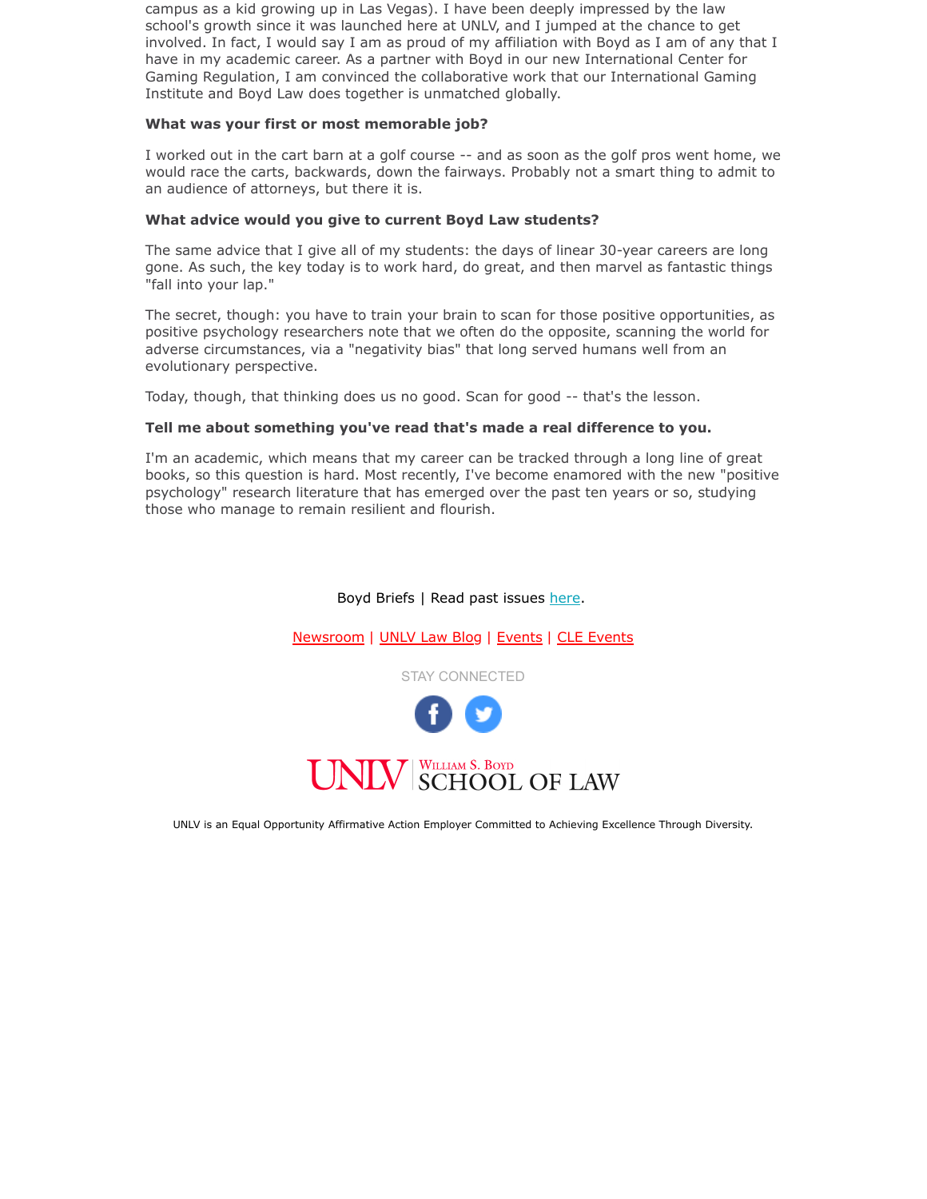campus as a kid growing up in Las Vegas). I have been deeply impressed by the law school's growth since it was launched here at UNLV, and I jumped at the chance to get involved. In fact, I would say I am as proud of my affiliation with Boyd as I am of any that I have in my academic career. As a partner with Boyd in our new International Center for Gaming Regulation, I am convinced the collaborative work that our International Gaming Institute and Boyd Law does together is unmatched globally.

**What was your first or most memorable job?**

I worked out in the cart barn at a golf course -- and as soon as the golf pros went home, we would race the carts, backwards, down the fairways. Probably not a smart thing to admit to an audience of attorneys, but there it is.

**What advice would you give to current Boyd Law students?**

The same advice that I give all of my students: the days of linear 30-year careers are long gone. As such, the key today is to work hard, do great, and then marvel as fantastic things "fall into your lap."

The secret, though: you have to train your brain to scan for those positive opportunities, as positive psychology researchers note that we often do the opposite, scanning the world for adverse circumstances, via a "negativity bias" that long served humans well from an evolutionary perspective.

Today, though, that thinking does us no good. Scan for good -- that's the lesson.

**Tell me about something you've read that's made a real difference to you.**

I'm an academic, which means that my career can be tracked through a long line of great books, so this question is hard. Most recently, I've become enamored with the new "positive psychology" research literature that has emerged over the past ten years or so, studying those who manage to remain resilient and flourish.

Boyd Briefs | Read past issues here.

Newsroom | UNLV Law Blog | Events | CLE Events

STAY CONNECTED

UNLV William S. Boyd School of Law

UNLV is an Equal Opportunity Affirmative Action Employer Committed to Achieving Excellence Through Diversity.